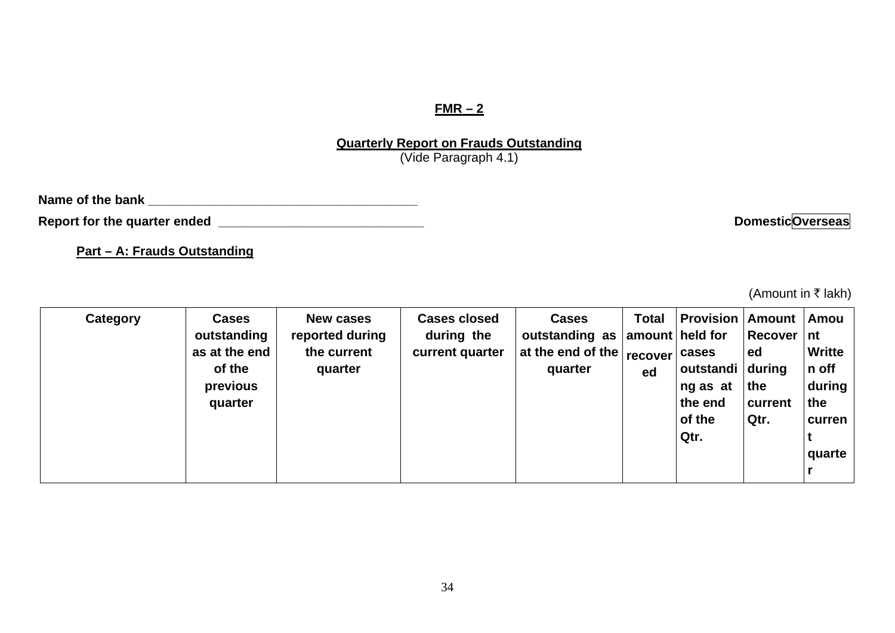## FMR – 2

### Quarterly Report on Frauds Outstanding

(Vide Paragraph 4.1)

**Name of the bank** ______________________________________

**Report for the quarter ended** _____________________________ **Domestic** **Overseas**

**Part – A: Frauds Outstanding**

(Amount in ₹ lakh)

| Category | Cases outstanding as at the end of the previous quarter | New cases reported during the current quarter | Cases closed during the current quarter | Cases outstanding as at the end of the quarter | Total amount recovered | Provision held for cases outstanding as at the end of the Qtr. | Amount Recovered during the current Qtr. | Amount Written off during the current quarter |
|---|---|---|---|---|---|---|---|---|
| | | | | | | | | |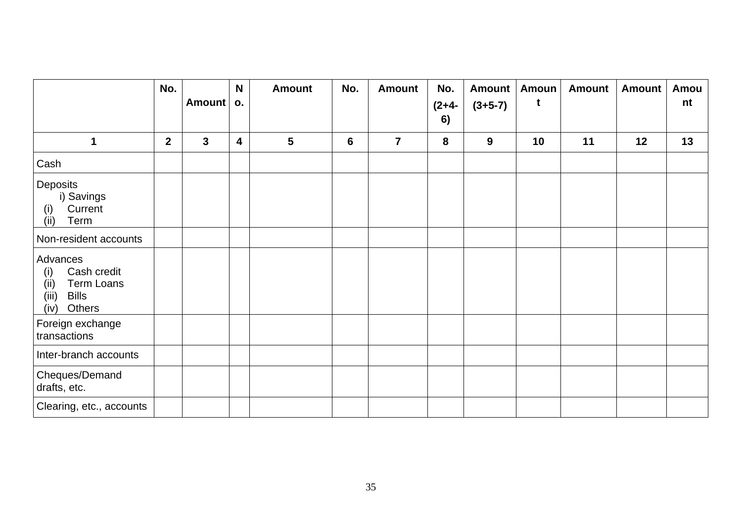| | No. | Amount | No. | Amount | No. | Amount | No. (2+4-6) | Amount (3+5-7) | Amount | Amount | Amount | Amount |
|---|---|---|---|---|---|---|---|---|---|---|---|---|
| 1 | 2 | 3 | 4 | 5 | 6 | 7 | 8 | 9 | 10 | 11 | 12 | 13 |
| Cash | | | | | | | | | | | | |
| Deposits<br>i) Savings<br>(i) Current<br>(ii) Term | | | | | | | | | | | | |
| Non-resident accounts | | | | | | | | | | | | |
| Advances<br>(i) Cash credit<br>(ii) Term Loans<br>(iii) Bills<br>(iv) Others | | | | | | | | | | | | |
| Foreign exchange transactions | | | | | | | | | | | | |
| Inter-branch accounts | | | | | | | | | | | | |
| Cheques/Demand drafts, etc. | | | | | | | | | | | | |
| Clearing, etc., accounts | | | | | | | | | | | | |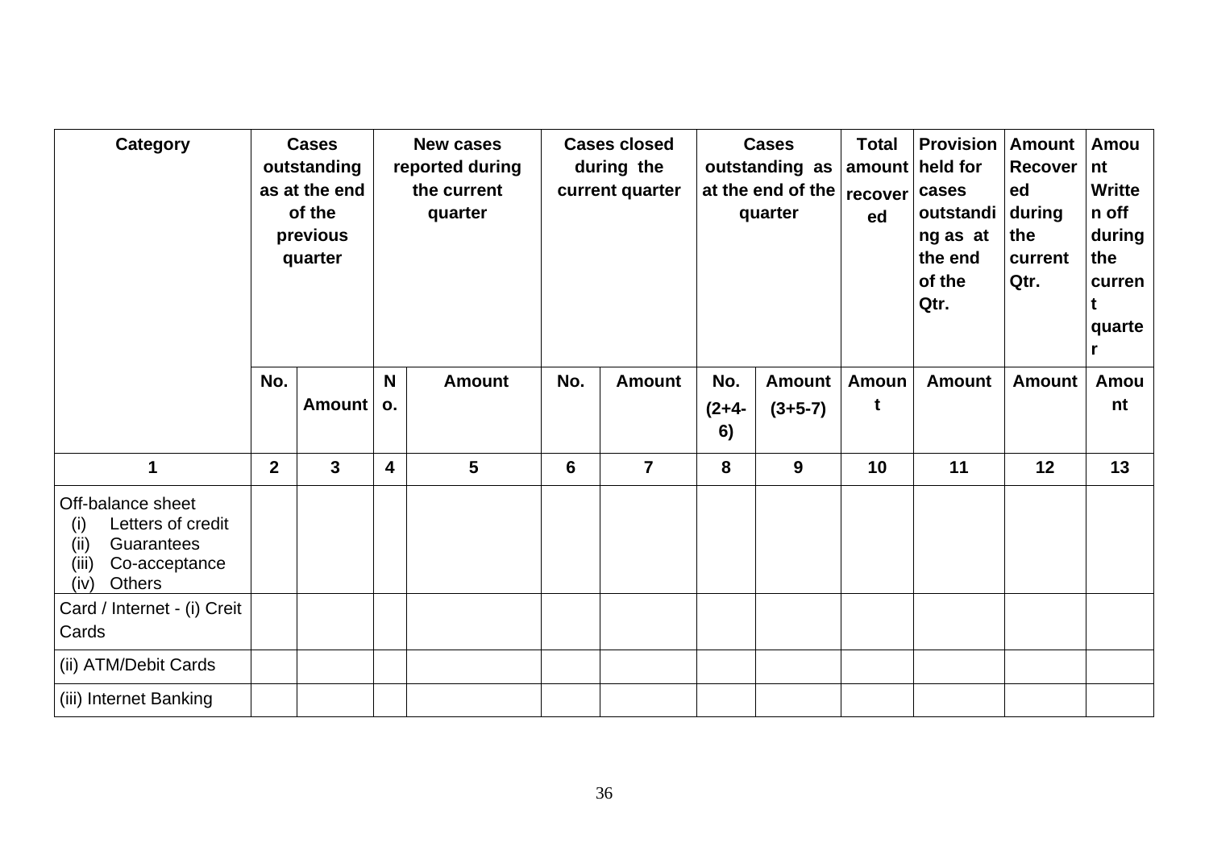| Category | Cases outstanding as at the end of the previous quarter | | New cases reported during the current quarter | | Cases closed during the current quarter | | Cases outstanding as at the end of the quarter | | Total amount recovered | Provision held for cases outstanding as at the end of the Qtr. | Amount Recovered during the current Qtr. | Amount Written off during the current quarter |
|---|---|---|---|---|---|---|---|---|---|---|---|---|
| | No. | Amount | No. | Amount | No. | Amount | No. (2+4-6) | Amount (3+5-7) | Amount | Amount | Amount | Amount |
| 1 | 2 | 3 | 4 | 5 | 6 | 7 | 8 | 9 | 10 | 11 | 12 | 13 |
| Off-balance sheet (i) Letters of credit (ii) Guarantees (iii) Co-acceptance (iv) Others | | | | | | | | | | | | |
| Card / Internet - (i) Creit Cards | | | | | | | | | | | | |
| (ii) ATM/Debit Cards | | | | | | | | | | | | |
| (iii) Internet Banking | | | | | | | | | | | | |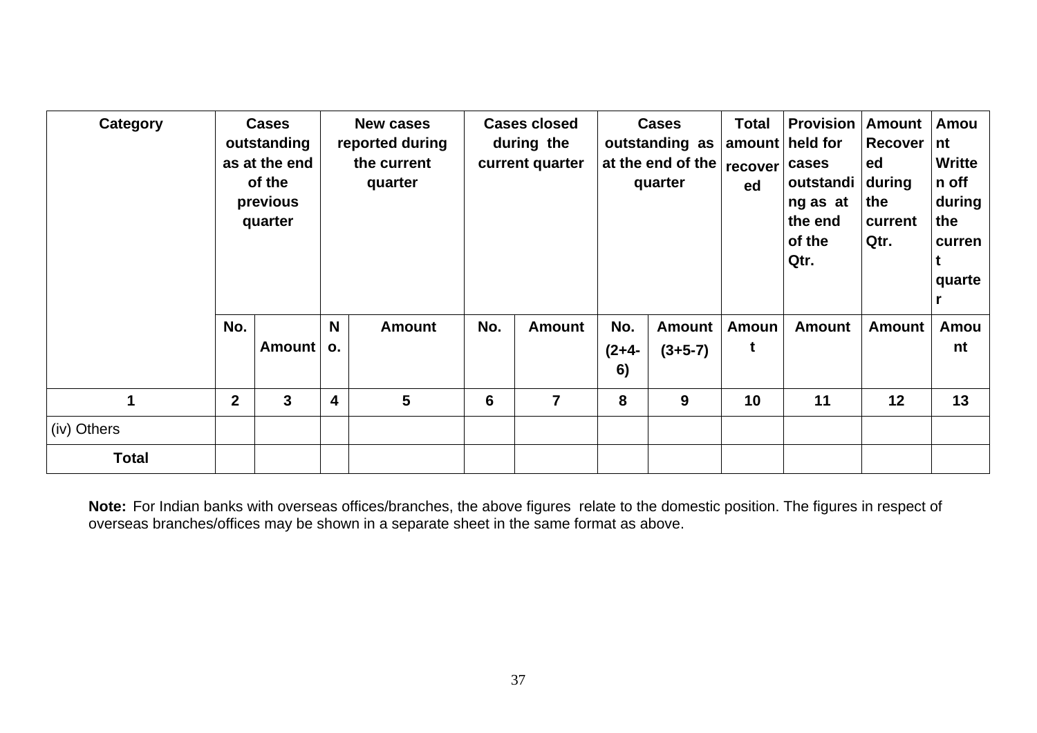| Category | Cases outstanding as at the end of the previous quarter | | New cases reported during the current quarter | | Cases closed during the current quarter | | Cases outstanding as at the end of the quarter | | Total amount recovered | Provision held for cases outstanding as at the end of the Qtr. | Amount Recovered during the current Qtr. | Amount Written off during the current quarter |
|---|---|---|---|---|---|---|---|---|---|---|---|---|
| | No. | Amount | No. | Amount | No. | Amount | No. (2+4-6) | Amount (3+5-7) | Amount | Amount | Amount | Amount |
| 1 | 2 | 3 | 4 | 5 | 6 | 7 | 8 | 9 | 10 | 11 | 12 | 13 |
| (iv) Others | | | | | | | | | | | | |
| **Total** | | | | | | | | | | | | |

**Note:** For Indian banks with overseas offices/branches, the above figures relate to the domestic position. The figures in respect of overseas branches/offices may be shown in a separate sheet in the same format as above.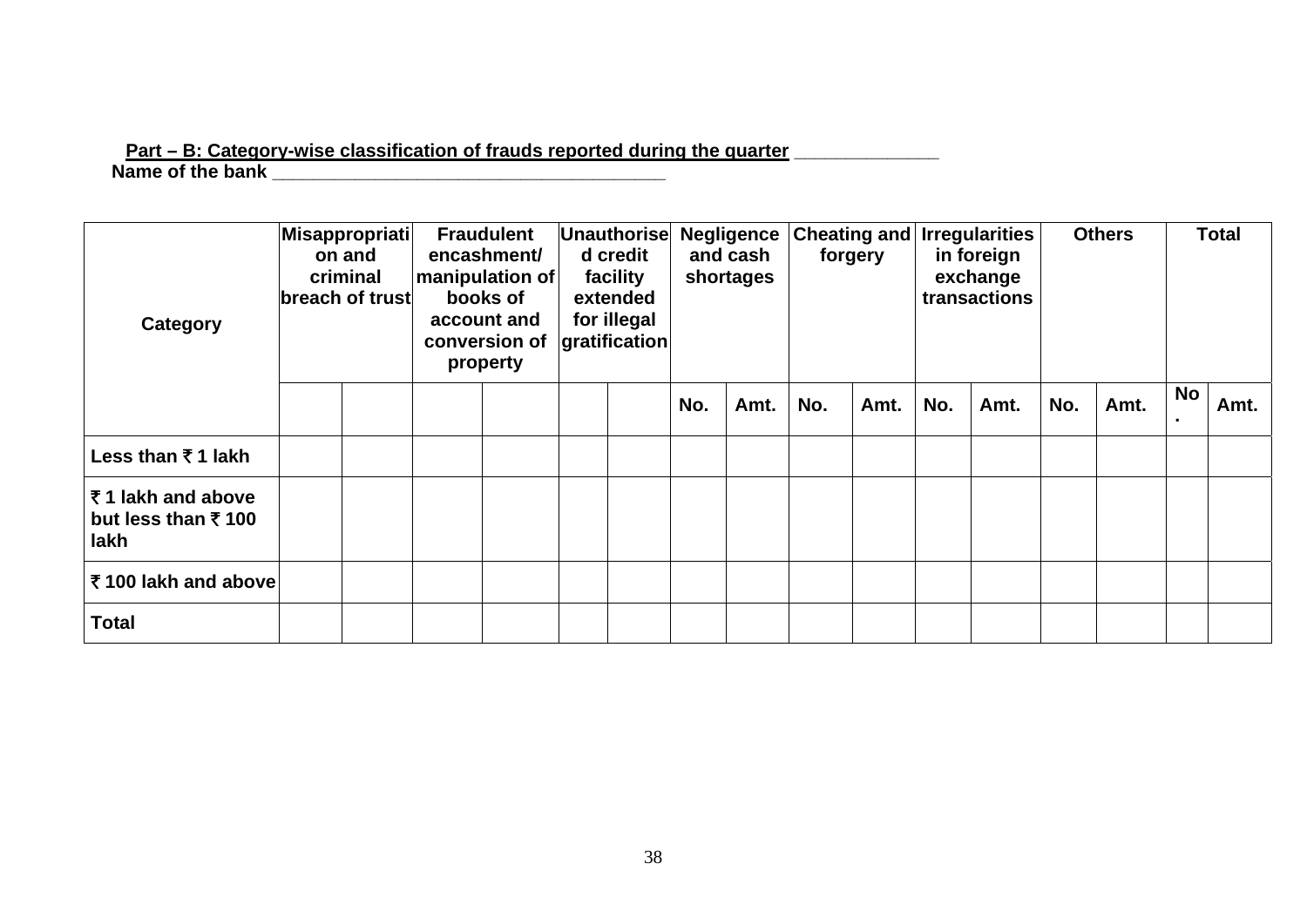**Part – B: Category-wise classification of frauds reported during the quarter ______________**

**Name of the bank ________________________________________**

| Category | Misappropriation and criminal breach of trust | | Fraudulent encashment/ manipulation of books of account and conversion of property | | Unauthorised credit facility extended for illegal gratification | | Negligence and cash shortages | | Cheating and forgery | | Irregularities in foreign exchange transactions | | Others | | Total | |
|---|---|---|---|---|---|---|---|---|---|---|---|---|---|---|---|---|
| | | | | | | | No. | Amt. | No. | Amt. | No. | Amt. | No. | Amt. | No. | Amt. |
| Less than ₹ 1 lakh | | | | | | | | | | | | | | | | |
| ₹ 1 lakh and above but less than ₹ 100 lakh | | | | | | | | | | | | | | | | |
| ₹ 100 lakh and above | | | | | | | | | | | | | | | | |
| Total | | | | | | | | | | | | | | | | |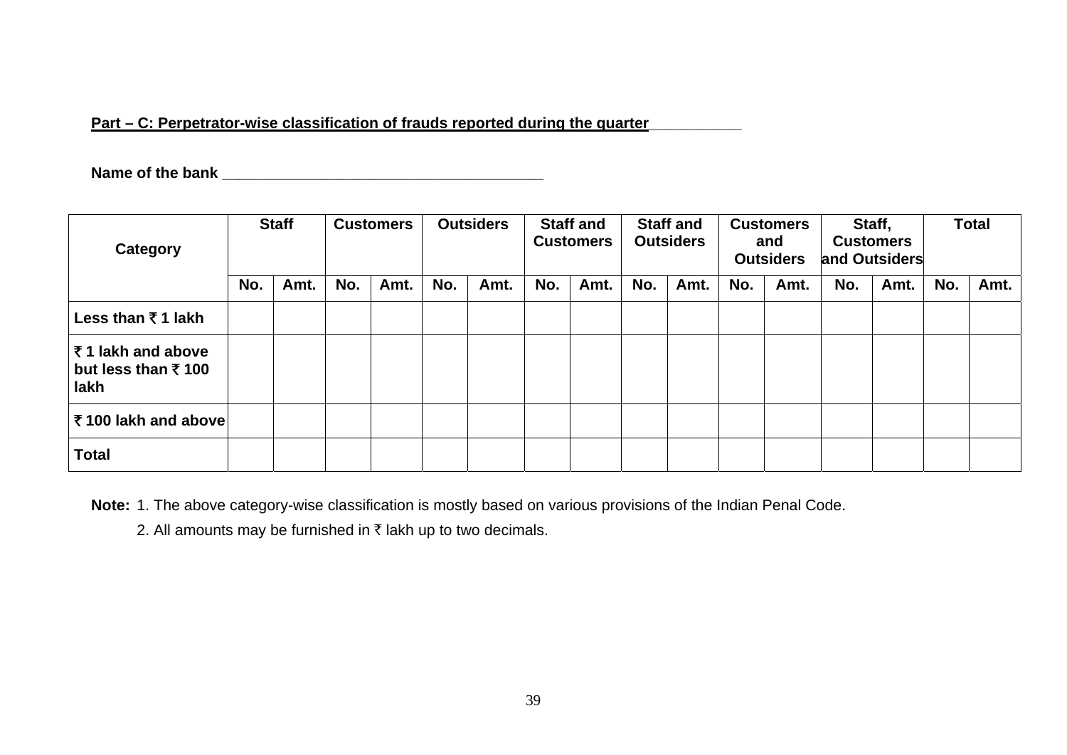**Part – C: Perpetrator-wise classification of frauds reported during the quarter** ___________

**Name of the bank** ________________________________________

| Category | Staff | | Customers | | Outsiders | | Staff and Customers | | Staff and Outsiders | | Customers and Outsiders | | Staff, Customers and Outsiders | | Total | |
|---|---|---|---|---|---|---|---|---|---|---|---|---|---|---|---|---|
| | No. | Amt. | No. | Amt. | No. | Amt. | No. | Amt. | No. | Amt. | No. | Amt. | No. | Amt. | No. | Amt. |
| Less than ₹ 1 lakh | | | | | | | | | | | | | | | | |
| ₹ 1 lakh and above but less than ₹ 100 lakh | | | | | | | | | | | | | | | | |
| ₹ 100 lakh and above | | | | | | | | | | | | | | | | |
| Total | | | | | | | | | | | | | | | | |

**Note:** 1. The above category-wise classification is mostly based on various provisions of the Indian Penal Code.

2. All amounts may be furnished in ₹ lakh up to two decimals.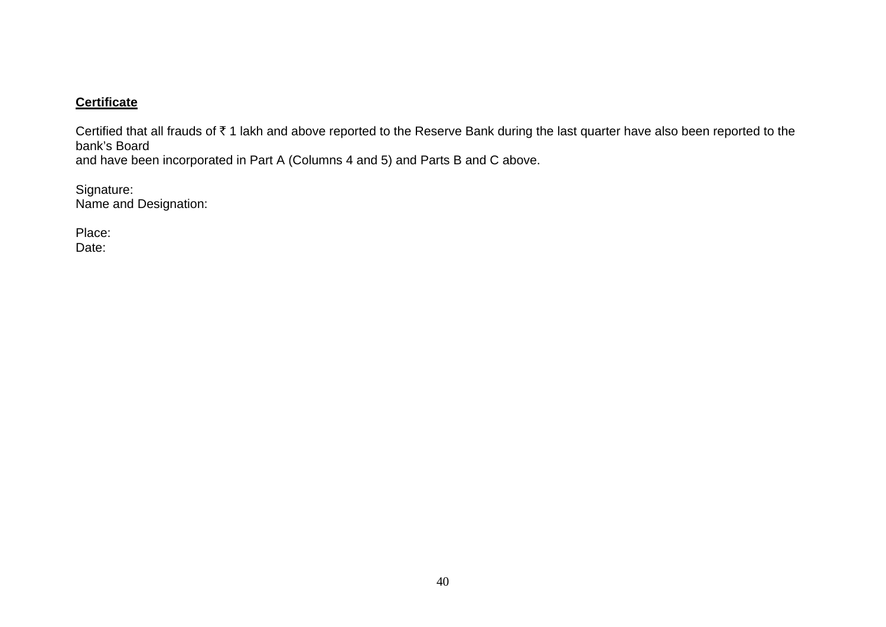**Certificate**

Certified that all frauds of ₹ 1 lakh and above reported to the Reserve Bank during the last quarter have also been reported to the bank's Board
and have been incorporated in Part A (Columns 4 and 5) and Parts B and C above.

Signature:
Name and Designation:

Place:
Date: